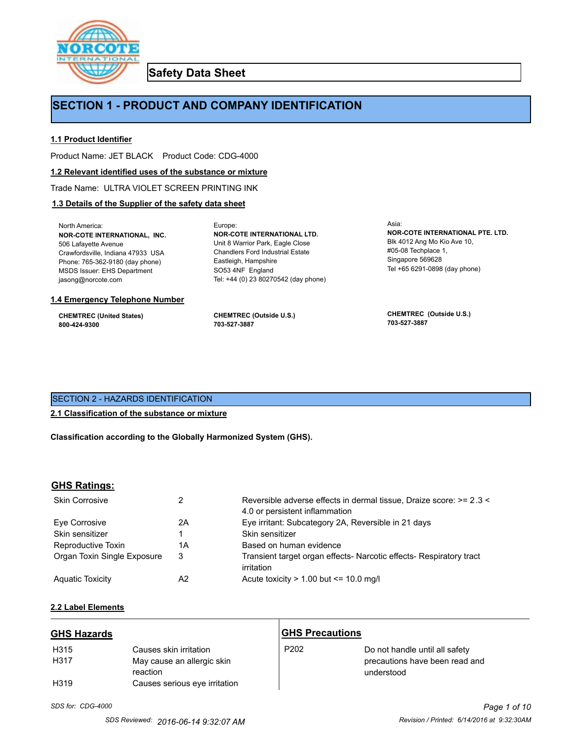# Safety Data Sheet

## SECTION 1 - PRODUCT AND COMPANY IDENTIFICATION

### 1.1 Product Identifier

Product Name: JET BLACK    Product Code: CDG-4000

### 1.2 Relevant identified uses of the substance or mixture

Trade Name: ULTRA VIOLET SCREEN PRINTING INK

### 1.3 Details of the Supplier of the safety data sheet

North America:
**NOR-COTE INTERNATIONAL, INC.**
506 Lafayette Avenue
Crawfordsville, Indiana 47933 USA
Phone: 765-362-9180 (day phone)
MSDS Issuer: EHS Department
jasong@norcote.com

Europe:
**NOR-COTE INTERNATIONAL LTD.**
Unit 8 Warrior Park, Eagle Close
Chandlers Ford Industrial Estate
Eastleigh, Hampshire
SO53 4NF England
Tel: +44 (0) 23 80270542 (day phone)

Asia:
**NOR-COTE INTERNATIONAL PTE. LTD.**
Blk 4012 Ang Mo Kio Ave 10,
#05-08 Techplace 1,
Singapore 569628
Tel +65 6291-0898 (day phone)

### 1.4 Emergency Telephone Number

**CHEMTREC (United States)**
**800-424-9300**

**CHEMTREC (Outside U.S.)**
**703-527-3887**

**CHEMTREC (Outside U.S.)**
**703-527-3887**

## SECTION 2 - HAZARDS IDENTIFICATION

### 2.1 Classification of the substance or mixture

**Classification according to the Globally Harmonized System (GHS).**

### GHS Ratings:

| | | |
|---|---|---|
| Skin Corrosive | 2 | Reversible adverse effects in dermal tissue, Draize score: >= 2.3 < 4.0 or persistent inflammation |
| Eye Corrosive | 2A | Eye irritant: Subcategory 2A, Reversible in 21 days |
| Skin sensitizer | 1 | Skin sensitizer |
| Reproductive Toxin | 1A | Based on human evidence |
| Organ Toxin Single Exposure | 3 | Transient target organ effects- Narcotic effects- Respiratory tract irritation |
| Aquatic Toxicity | A2 | Acute toxicity > 1.00 but <= 10.0 mg/l |

### 2.2 Label Elements

### GHS Hazards

| | |
|---|---|
| H315 | Causes skin irritation |
| H317 | May cause an allergic skin reaction |
| H319 | Causes serious eye irritation |

### GHS Precautions

| | |
|---|---|
| P202 | Do not handle until all safety precautions have been read and understood |

*SDS for: CDG-4000*

SDS Reviewed: 2016-06-14 9:32:07 AM    *Revision / Printed: 6/14/2016 at 9:32:30AM*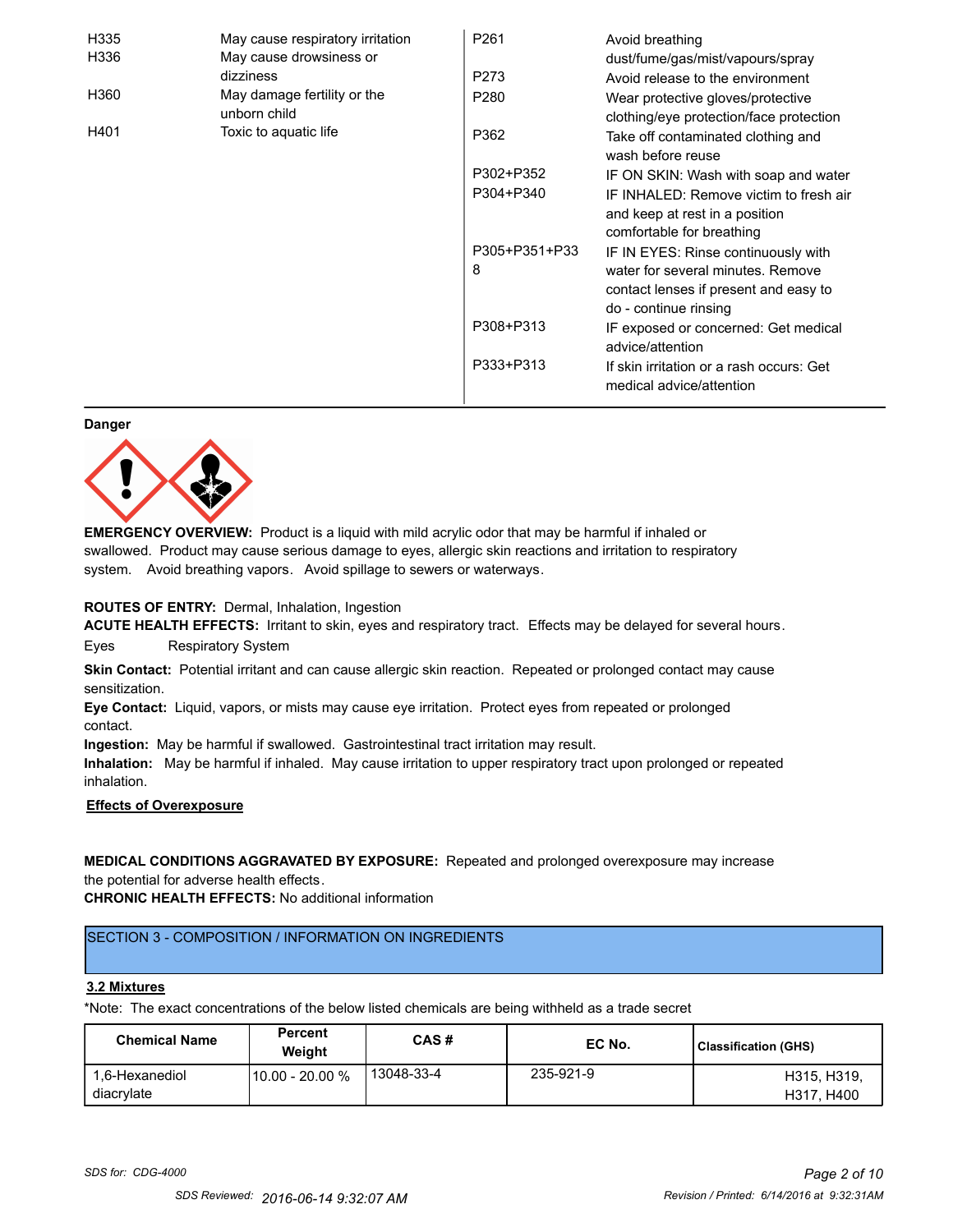| | | | |
|---|---|---|---|
| H335 | May cause respiratory irritation | P261 | Avoid breathing dust/fume/gas/mist/vapours/spray |
| H336 | May cause drowsiness or dizziness | P273 | Avoid release to the environment |
| H360 | May damage fertility or the unborn child | P280 | Wear protective gloves/protective clothing/eye protection/face protection |
| H401 | Toxic to aquatic life | P362 | Take off contaminated clothing and wash before reuse |
| | | P302+P352 | IF ON SKIN: Wash with soap and water |
| | | P304+P340 | IF INHALED: Remove victim to fresh air and keep at rest in a position comfortable for breathing |
| | | P305+P351+P338 | IF IN EYES: Rinse continuously with water for several minutes. Remove contact lenses if present and easy to do - continue rinsing |
| | | P308+P313 | IF exposed or concerned: Get medical advice/attention |
| | | P333+P313 | If skin irritation or a rash occurs: Get medical advice/attention |

**Danger**

**EMERGENCY OVERVIEW:** Product is a liquid with mild acrylic odor that may be harmful if inhaled or swallowed. Product may cause serious damage to eyes, allergic skin reactions and irritation to respiratory system. Avoid breathing vapors. Avoid spillage to sewers or waterways.

**ROUTES OF ENTRY:** Dermal, Inhalation, Ingestion

**ACUTE HEALTH EFFECTS:** Irritant to skin, eyes and respiratory tract. Effects may be delayed for several hours.

Eyes Respiratory System

**Skin Contact:** Potential irritant and can cause allergic skin reaction. Repeated or prolonged contact may cause sensitization.

**Eye Contact:** Liquid, vapors, or mists may cause eye irritation. Protect eyes from repeated or prolonged contact.

**Ingestion:** May be harmful if swallowed. Gastrointestinal tract irritation may result.

**Inhalation:** May be harmful if inhaled. May cause irritation to upper respiratory tract upon prolonged or repeated inhalation.

**Effects of Overexposure**

**MEDICAL CONDITIONS AGGRAVATED BY EXPOSURE:** Repeated and prolonged overexposure may increase the potential for adverse health effects.

**CHRONIC HEALTH EFFECTS:** No additional information

## SECTION 3 - COMPOSITION / INFORMATION ON INGREDIENTS

### 3.2 Mixtures

*Note: The exact concentrations of the below listed chemicals are being withheld as a trade secret

| Chemical Name | Percent Weight | CAS # | EC No. | Classification (GHS) |
|---|---|---|---|---|
| 1,6-Hexanediol diacrylate | 10.00 - 20.00 % | 13048-33-4 | 235-921-9 | H315, H319, H317, H400 |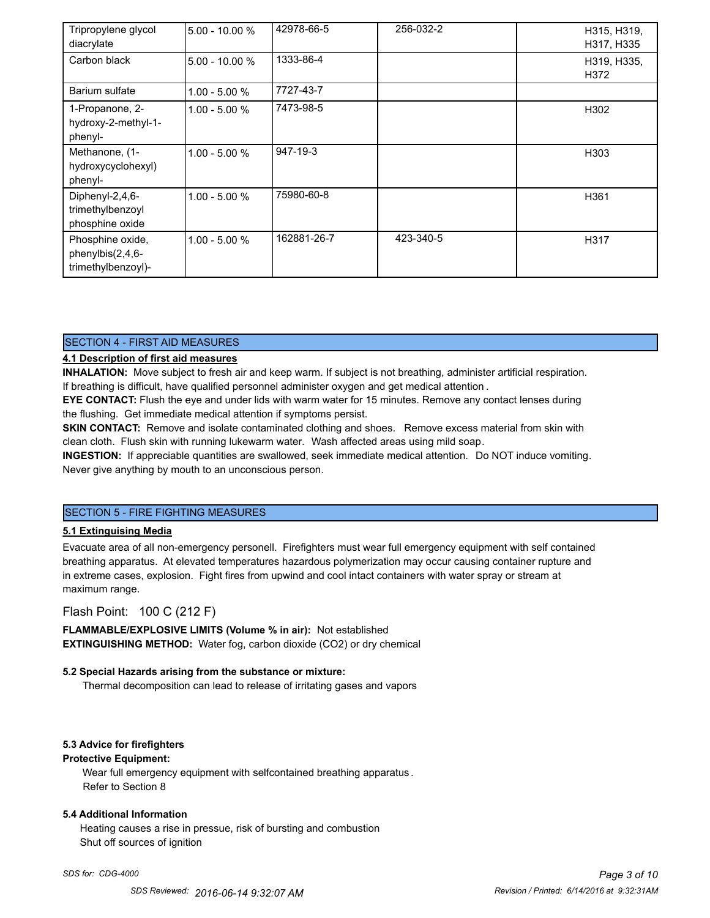| | | | | |
|---|---|---|---|---|
| Tripropylene glycol diacrylate | 5.00 - 10.00 % | 42978-66-5 | 256-032-2 | H315, H319, H317, H335 |
| Carbon black | 5.00 - 10.00 % | 1333-86-4 | | H319, H335, H372 |
| Barium sulfate | 1.00 - 5.00 % | 7727-43-7 | | |
| 1-Propanone, 2-hydroxy-2-methyl-1-phenyl- | 1.00 - 5.00 % | 7473-98-5 | | H302 |
| Methanone, (1-hydroxycyclohexyl) phenyl- | 1.00 - 5.00 % | 947-19-3 | | H303 |
| Diphenyl-2,4,6-trimethylbenzoyl phosphine oxide | 1.00 - 5.00 % | 75980-60-8 | | H361 |
| Phosphine oxide, phenylbis(2,4,6-trimethylbenzoyl)- | 1.00 - 5.00 % | 162881-26-7 | 423-340-5 | H317 |

## SECTION 4 - FIRST AID MEASURES

**4.1 Description of first aid measures**

**INHALATION:** Move subject to fresh air and keep warm. If subject is not breathing, administer artificial respiration. If breathing is difficult, have qualified personnel administer oxygen and get medical attention.

**EYE CONTACT:** Flush the eye and under lids with warm water for 15 minutes. Remove any contact lenses during the flushing. Get immediate medical attention if symptoms persist.

**SKIN CONTACT:** Remove and isolate contaminated clothing and shoes. Remove excess material from skin with clean cloth. Flush skin with running lukewarm water. Wash affected areas using mild soap.

**INGESTION:** If appreciable quantities are swallowed, seek immediate medical attention. Do NOT induce vomiting. Never give anything by mouth to an unconscious person.

## SECTION 5 - FIRE FIGHTING MEASURES

**5.1 Extinguising Media**

Evacuate area of all non-emergency personell. Firefighters must wear full emergency equipment with self contained breathing apparatus. At elevated temperatures hazardous polymerization may occur causing container rupture and in extreme cases, explosion. Fight fires from upwind and cool intact containers with water spray or stream at maximum range.

Flash Point: 100 C (212 F)

**FLAMMABLE/EXPLOSIVE LIMITS (Volume % in air):** Not established

**EXTINGUISHING METHOD:** Water fog, carbon dioxide (CO2) or dry chemical

**5.2 Special Hazards arising from the substance or mixture:**

Thermal decomposition can lead to release of irritating gases and vapors

**5.3 Advice for firefighters**

**Protective Equipment:**

Wear full emergency equipment with selfcontained breathing apparatus.
Refer to Section 8

**5.4 Additional Information**

Heating causes a rise in pressue, risk of bursting and combustion
Shut off sources of ignition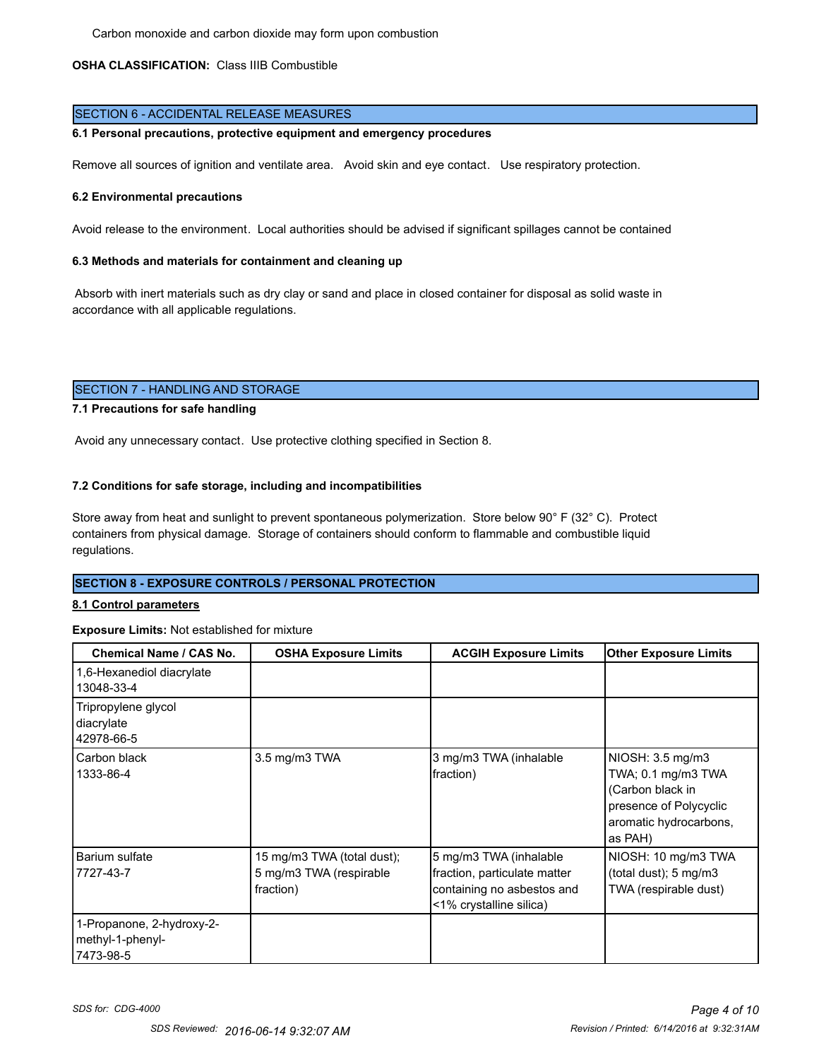Carbon monoxide and carbon dioxide may form upon combustion

**OSHA CLASSIFICATION:** Class IIIB Combustible

## SECTION 6 - ACCIDENTAL RELEASE MEASURES

### 6.1 Personal precautions, protective equipment and emergency procedures

Remove all sources of ignition and ventilate area. Avoid skin and eye contact. Use respiratory protection.

### 6.2 Environmental precautions

Avoid release to the environment. Local authorities should be advised if significant spillages cannot be contained

### 6.3 Methods and materials for containment and cleaning up

Absorb with inert materials such as dry clay or sand and place in closed container for disposal as solid waste in accordance with all applicable regulations.

## SECTION 7 - HANDLING AND STORAGE

### 7.1 Precautions for safe handling

Avoid any unnecessary contact. Use protective clothing specified in Section 8.

### 7.2 Conditions for safe storage, including and incompatibilities

Store away from heat and sunlight to prevent spontaneous polymerization. Store below 90° F (32° C). Protect containers from physical damage. Storage of containers should conform to flammable and combustible liquid regulations.

## SECTION 8 - EXPOSURE CONTROLS / PERSONAL PROTECTION

### 8.1 Control parameters

**Exposure Limits:** Not established for mixture

| Chemical Name / CAS No. | OSHA Exposure Limits | ACGIH Exposure Limits | Other Exposure Limits |
|---|---|---|---|
| 1,6-Hexanediol diacrylate 13048-33-4 | | | |
| Tripropylene glycol diacrylate 42978-66-5 | | | |
| Carbon black 1333-86-4 | 3.5 mg/m3 TWA | 3 mg/m3 TWA (inhalable fraction) | NIOSH: 3.5 mg/m3 TWA; 0.1 mg/m3 TWA (Carbon black in presence of Polycyclic aromatic hydrocarbons, as PAH) |
| Barium sulfate 7727-43-7 | 15 mg/m3 TWA (total dust); 5 mg/m3 TWA (respirable fraction) | 5 mg/m3 TWA (inhalable fraction, particulate matter containing no asbestos and <1% crystalline silica) | NIOSH: 10 mg/m3 TWA (total dust); 5 mg/m3 TWA (respirable dust) |
| 1-Propanone, 2-hydroxy-2-methyl-1-phenyl- 7473-98-5 | | | |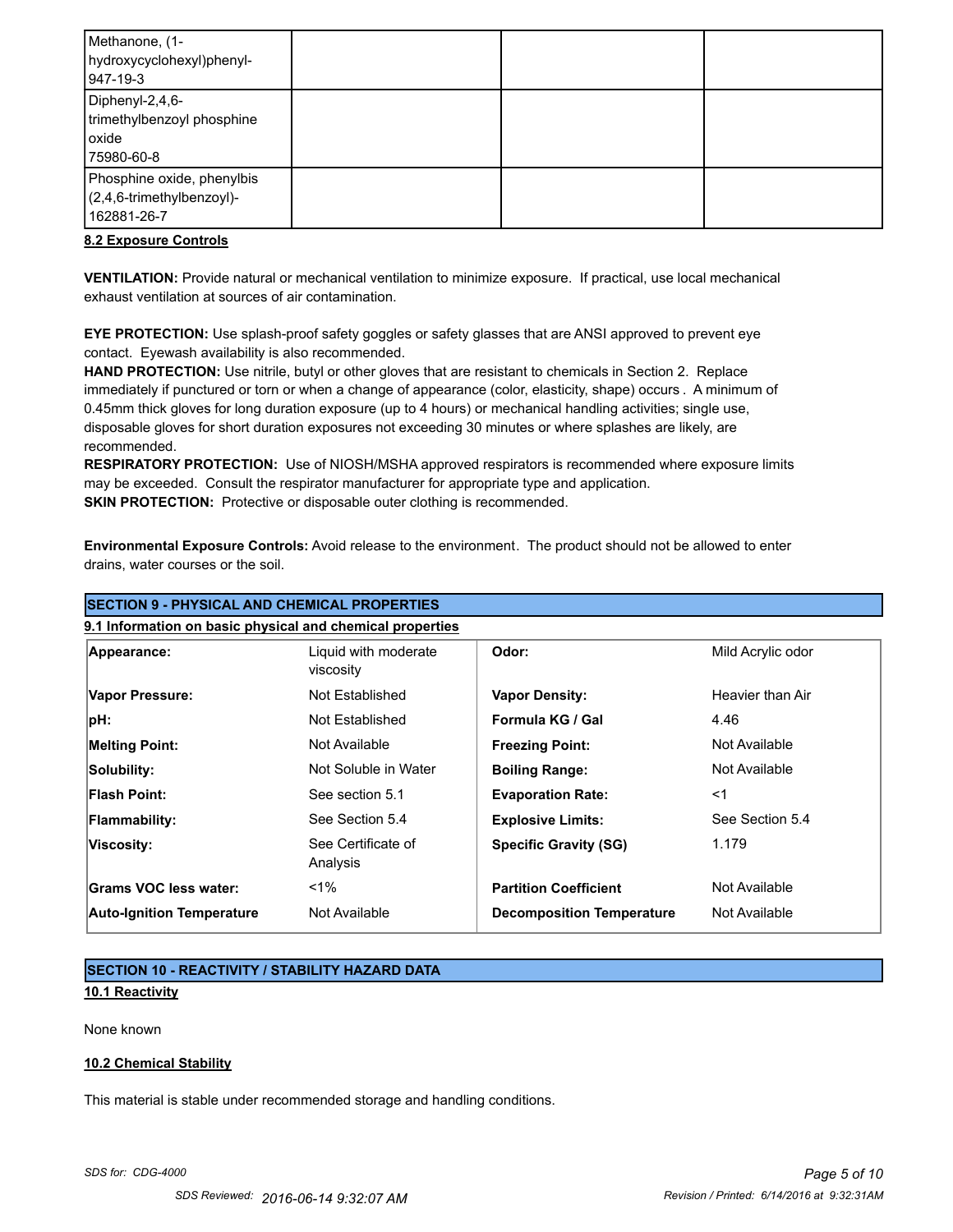| | | | |
|---|---|---|---|
| Methanone, (1-hydroxycyclohexyl)phenyl-<br>947-19-3 | | | |
| Diphenyl-2,4,6-trimethylbenzoyl phosphine oxide<br>75980-60-8 | | | |
| Phosphine oxide, phenylbis (2,4,6-trimethylbenzoyl)-<br>162881-26-7 | | | |

**8.2 Exposure Controls**

**VENTILATION:** Provide natural or mechanical ventilation to minimize exposure. If practical, use local mechanical exhaust ventilation at sources of air contamination.

**EYE PROTECTION:** Use splash-proof safety goggles or safety glasses that are ANSI approved to prevent eye contact. Eyewash availability is also recommended.

**HAND PROTECTION:** Use nitrile, butyl or other gloves that are resistant to chemicals in Section 2. Replace immediately if punctured or torn or when a change of appearance (color, elasticity, shape) occurs . A minimum of 0.45mm thick gloves for long duration exposure (up to 4 hours) or mechanical handling activities; single use, disposable gloves for short duration exposures not exceeding 30 minutes or where splashes are likely, are recommended.

**RESPIRATORY PROTECTION:** Use of NIOSH/MSHA approved respirators is recommended where exposure limits may be exceeded. Consult the respirator manufacturer for appropriate type and application.

**SKIN PROTECTION:** Protective or disposable outer clothing is recommended.

**Environmental Exposure Controls:** Avoid release to the environment. The product should not be allowed to enter drains, water courses or the soil.

## SECTION 9 - PHYSICAL AND CHEMICAL PROPERTIES

**9.1 Information on basic physical and chemical properties**

| | | | |
|---|---|---|---|
| **Appearance:** | Liquid with moderate viscosity | **Odor:** | Mild Acrylic odor |
| **Vapor Pressure:** | Not Established | **Vapor Density:** | Heavier than Air |
| **pH:** | Not Established | **Formula KG / Gal** | 4.46 |
| **Melting Point:** | Not Available | **Freezing Point:** | Not Available |
| **Solubility:** | Not Soluble in Water | **Boiling Range:** | Not Available |
| **Flash Point:** | See section 5.1 | **Evaporation Rate:** | <1 |
| **Flammability:** | See Section 5.4 | **Explosive Limits:** | See Section 5.4 |
| **Viscosity:** | See Certificate of Analysis | **Specific Gravity (SG)** | 1.179 |
| **Grams VOC less water:** | <1% | **Partition Coefficient** | Not Available |
| **Auto-Ignition Temperature** | Not Available | **Decomposition Temperature** | Not Available |

## SECTION 10 - REACTIVITY / STABILITY HAZARD DATA

**10.1 Reactivity**

None known

**10.2 Chemical Stability**

This material is stable under recommended storage and handling conditions.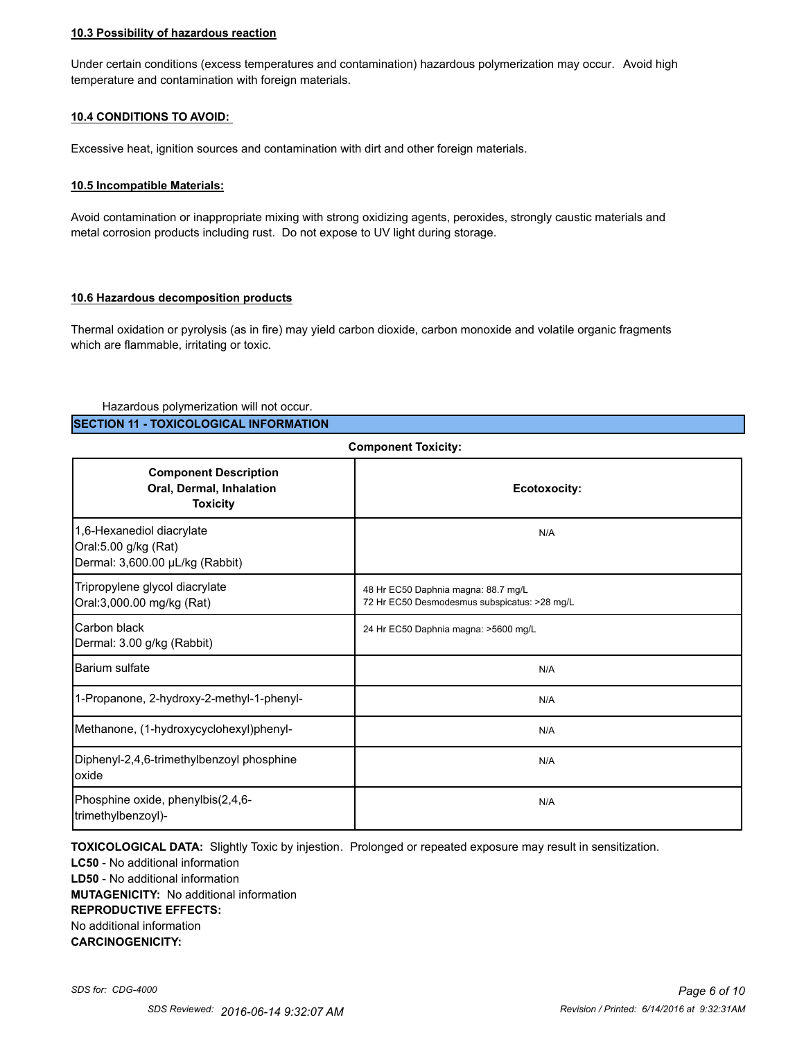**10.3 Possibility of hazardous reaction**

Under certain conditions (excess temperatures and contamination) hazardous polymerization may occur. Avoid high temperature and contamination with foreign materials.

**10.4 CONDITIONS TO AVOID:**

Excessive heat, ignition sources and contamination with dirt and other foreign materials.

**10.5 Incompatible Materials:**

Avoid contamination or inappropriate mixing with strong oxidizing agents, peroxides, strongly caustic materials and metal corrosion products including rust. Do not expose to UV light during storage.

**10.6 Hazardous decomposition products**

Thermal oxidation or pyrolysis (as in fire) may yield carbon dioxide, carbon monoxide and volatile organic fragments which are flammable, irritating or toxic.

Hazardous polymerization will not occur.

## SECTION 11 - TOXICOLOGICAL INFORMATION

**Component Toxicity:**

| Component Description Oral, Dermal, Inhalation Toxicity | Ecotoxocity: |
|---|---|
| 1,6-Hexanediol diacrylate<br>Oral:5.00 g/kg (Rat)<br>Dermal: 3,600.00 µL/kg (Rabbit) | N/A |
| Tripropylene glycol diacrylate<br>Oral:3,000.00 mg/kg (Rat) | 48 Hr EC50 Daphnia magna: 88.7 mg/L<br>72 Hr EC50 Desmodesmus subspicatus: >28 mg/L |
| Carbon black<br>Dermal: 3.00 g/kg (Rabbit) | 24 Hr EC50 Daphnia magna: >5600 mg/L |
| Barium sulfate | N/A |
| 1-Propanone, 2-hydroxy-2-methyl-1-phenyl- | N/A |
| Methanone, (1-hydroxycyclohexyl)phenyl- | N/A |
| Diphenyl-2,4,6-trimethylbenzoyl phosphine oxide | N/A |
| Phosphine oxide, phenylbis(2,4,6-trimethylbenzoyl)- | N/A |

**TOXICOLOGICAL DATA:** Slightly Toxic by injestion. Prolonged or repeated exposure may result in sensitization.
**LC50** - No additional information
**LD50** - No additional information
**MUTAGENICITY:** No additional information
**REPRODUCTIVE EFFECTS:**
No additional information
**CARCINOGENICITY:**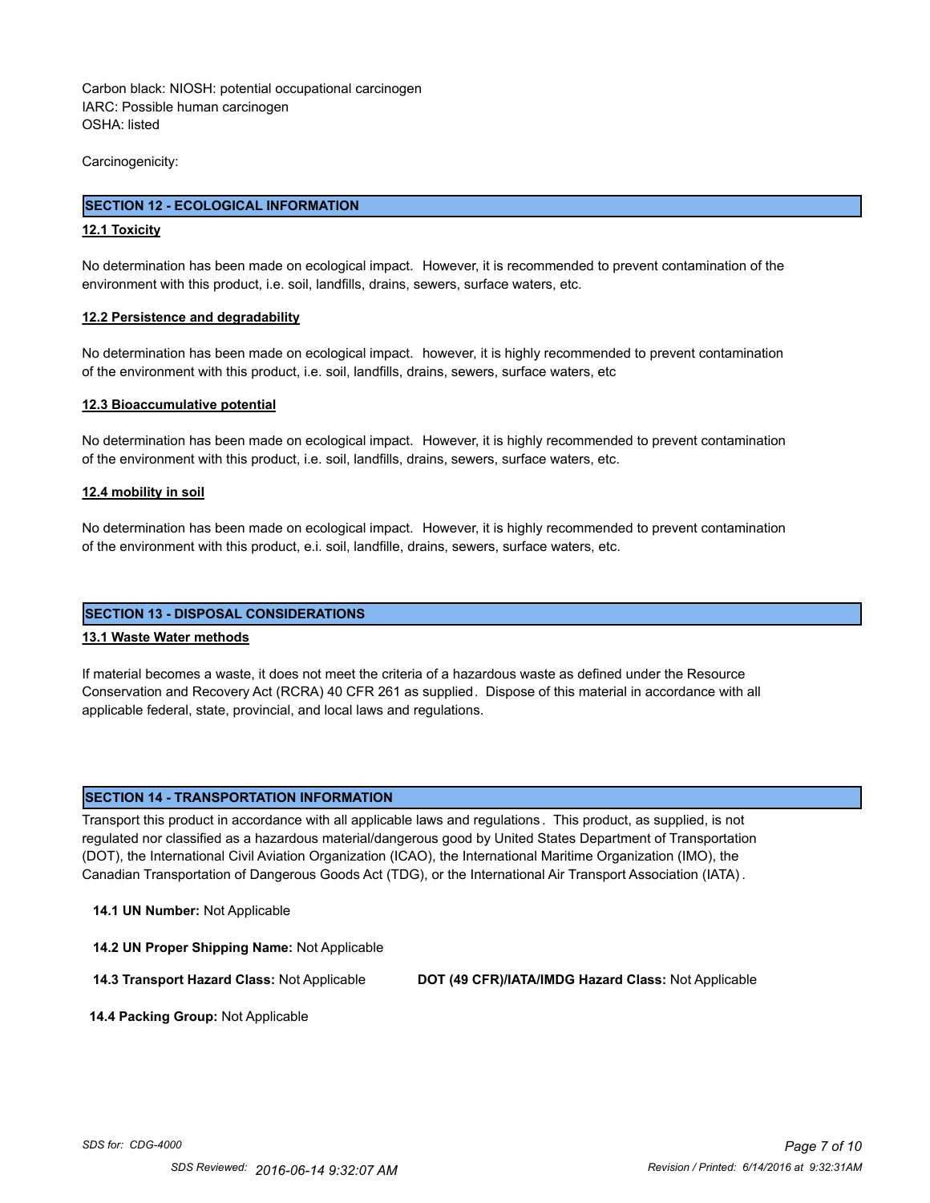Carbon black: NIOSH: potential occupational carcinogen
IARC: Possible human carcinogen
OSHA: listed

Carcinogenicity:

## SECTION 12 - ECOLOGICAL INFORMATION

### 12.1 Toxicity

No determination has been made on ecological impact. However, it is recommended to prevent contamination of the environment with this product, i.e. soil, landfills, drains, sewers, surface waters, etc.

### 12.2 Persistence and degradability

No determination has been made on ecological impact. however, it is highly recommended to prevent contamination of the environment with this product, i.e. soil, landfills, drains, sewers, surface waters, etc

### 12.3 Bioaccumulative potential

No determination has been made on ecological impact. However, it is highly recommended to prevent contamination of the environment with this product, i.e. soil, landfills, drains, sewers, surface waters, etc.

### 12.4 mobility in soil

No determination has been made on ecological impact. However, it is highly recommended to prevent contamination of the environment with this product, e.i. soil, landfille, drains, sewers, surface waters, etc.

## SECTION 13 - DISPOSAL CONSIDERATIONS

### 13.1 Waste Water methods

If material becomes a waste, it does not meet the criteria of a hazardous waste as defined under the Resource Conservation and Recovery Act (RCRA) 40 CFR 261 as supplied. Dispose of this material in accordance with all applicable federal, state, provincial, and local laws and regulations.

## SECTION 14 - TRANSPORTATION INFORMATION

Transport this product in accordance with all applicable laws and regulations. This product, as supplied, is not regulated nor classified as a hazardous material/dangerous good by United States Department of Transportation (DOT), the International Civil Aviation Organization (ICAO), the International Maritime Organization (IMO), the Canadian Transportation of Dangerous Goods Act (TDG), or the International Air Transport Association (IATA).

**14.1 UN Number:** Not Applicable

**14.2 UN Proper Shipping Name:** Not Applicable

**14.3 Transport Hazard Class:** Not Applicable

**DOT (49 CFR)/IATA/IMDG Hazard Class:** Not Applicable

**14.4 Packing Group:** Not Applicable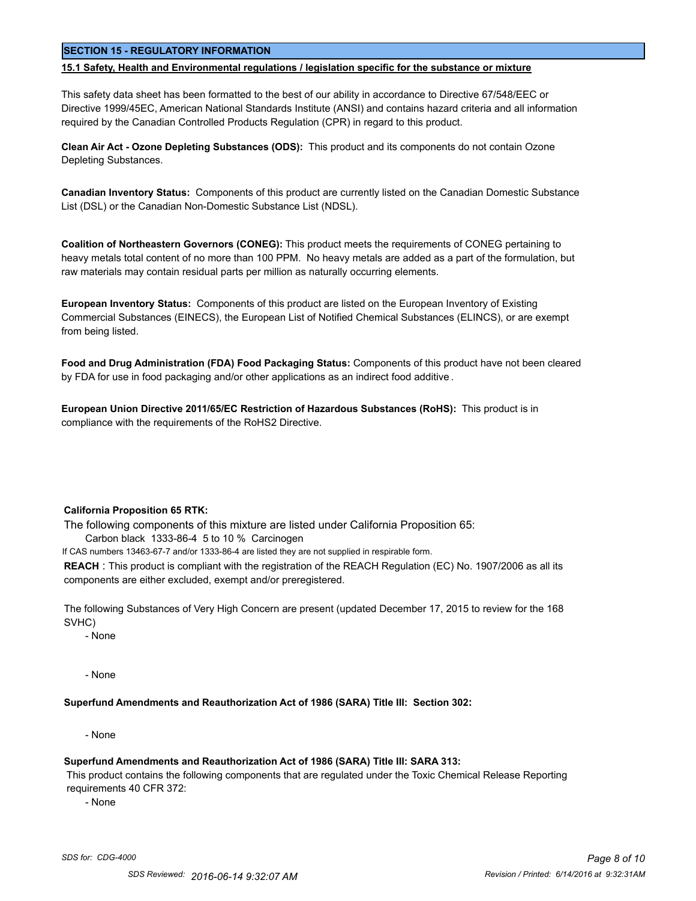## SECTION 15 - REGULATORY INFORMATION

**15.1 Safety, Health and Environmental regulations / legislation specific for the substance or mixture**

This safety data sheet has been formatted to the best of our ability in accordance to Directive 67/548/EEC or Directive 1999/45EC, American National Standards Institute (ANSI) and contains hazard criteria and all information required by the Canadian Controlled Products Regulation (CPR) in regard to this product.

**Clean Air Act - Ozone Depleting Substances (ODS):** This product and its components do not contain Ozone Depleting Substances.

**Canadian Inventory Status:** Components of this product are currently listed on the Canadian Domestic Substance List (DSL) or the Canadian Non-Domestic Substance List (NDSL).

**Coalition of Northeastern Governors (CONEG):** This product meets the requirements of CONEG pertaining to heavy metals total content of no more than 100 PPM. No heavy metals are added as a part of the formulation, but raw materials may contain residual parts per million as naturally occurring elements.

**European Inventory Status:** Components of this product are listed on the European Inventory of Existing Commercial Substances (EINECS), the European List of Notified Chemical Substances (ELINCS), or are exempt from being listed.

**Food and Drug Administration (FDA) Food Packaging Status:** Components of this product have not been cleared by FDA for use in food packaging and/or other applications as an indirect food additive.

**European Union Directive 2011/65/EC Restriction of Hazardous Substances (RoHS):** This product is in compliance with the requirements of the RoHS2 Directive.

**California Proposition 65 RTK:**

The following components of this mixture are listed under California Proposition 65:

Carbon black 1333-86-4 5 to 10 % Carcinogen

If CAS numbers 13463-67-7 and/or 1333-86-4 are listed they are not supplied in respirable form.

**REACH** : This product is compliant with the registration of the REACH Regulation (EC) No. 1907/2006 as all its components are either excluded, exempt and/or preregistered.

The following Substances of Very High Concern are present (updated December 17, 2015 to review for the 168 SVHC)

- None

- None

**Superfund Amendments and Reauthorization Act of 1986 (SARA) Title III: Section 302:**

- None

**Superfund Amendments and Reauthorization Act of 1986 (SARA) Title III: SARA 313:**

This product contains the following components that are regulated under the Toxic Chemical Release Reporting requirements 40 CFR 372:

- None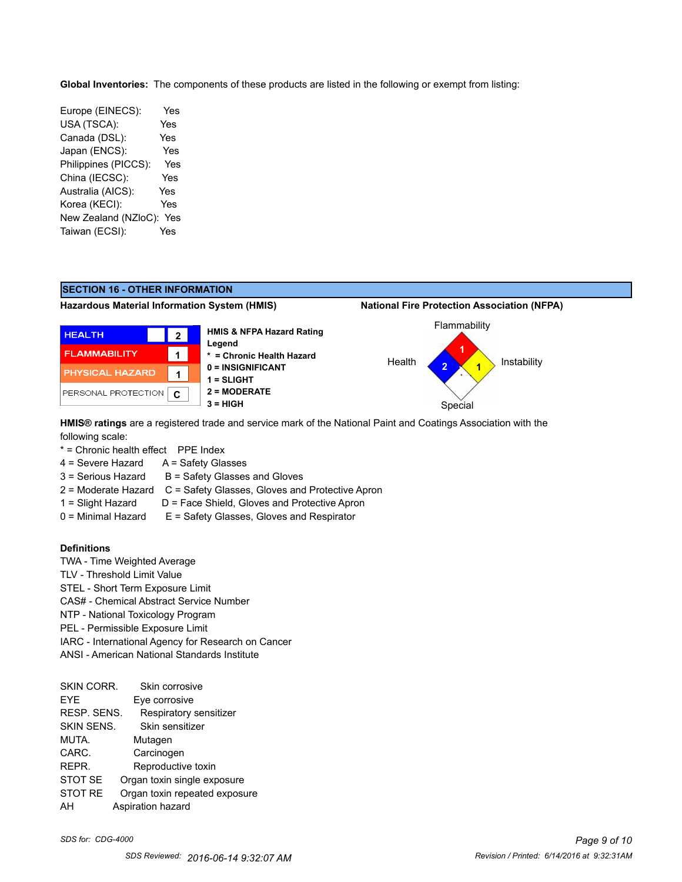**Global Inventories:** The components of these products are listed in the following or exempt from listing:

Europe (EINECS): Yes
USA (TSCA): Yes
Canada (DSL): Yes
Japan (ENCS): Yes
Philippines (PICCS): Yes
China (IECSC): Yes
Australia (AICS): Yes
Korea (KECI): Yes
New Zealand (NZloC): Yes
Taiwan (ECSI): Yes

## SECTION 16 - OTHER INFORMATION

**Hazardous Material Information System (HMIS)**

| | | |
|---|---|---|
| HEALTH | | 2 |
| FLAMMABILITY | | 1 |
| PHYSICAL HAZARD | | 1 |
| PERSONAL PROTECTION | | C |

**HMIS & NFPA Hazard Rating Legend**
**\* = Chronic Health Hazard**
**0 = INSIGNIFICANT**
**1 = SLIGHT**
**2 = MODERATE**
**3 = HIGH**

**National Fire Protection Association (NFPA)**

Flammability
1
Health
2
Instability
1
Special

**HMIS® ratings** are a registered trade and service mark of the National Paint and Coatings Association with the following scale:

\* = Chronic health effect PPE Index
4 = Severe Hazard A = Safety Glasses
3 = Serious Hazard B = Safety Glasses and Gloves
2 = Moderate Hazard C = Safety Glasses, Gloves and Protective Apron
1 = Slight Hazard D = Face Shield, Gloves and Protective Apron
0 = Minimal Hazard E = Safety Glasses, Gloves and Respirator

**Definitions**

TWA - Time Weighted Average
TLV - Threshold Limit Value
STEL - Short Term Exposure Limit
CAS# - Chemical Abstract Service Number
NTP - National Toxicology Program
PEL - Permissible Exposure Limit
IARC - International Agency for Research on Cancer
ANSI - American National Standards Institute

SKIN CORR. Skin corrosive
EYE Eye corrosive
RESP. SENS. Respiratory sensitizer
SKIN SENS. Skin sensitizer
MUTA. Mutagen
CARC. Carcinogen
REPR. Reproductive toxin
STOT SE Organ toxin single exposure
STOT RE Organ toxin repeated exposure
AH Aspiration hazard

*SDS for: CDG-4000*

SDS Reviewed: 2016-06-14 9:32:07 AM

*Revision / Printed: 6/14/2016 at 9:32:31AM*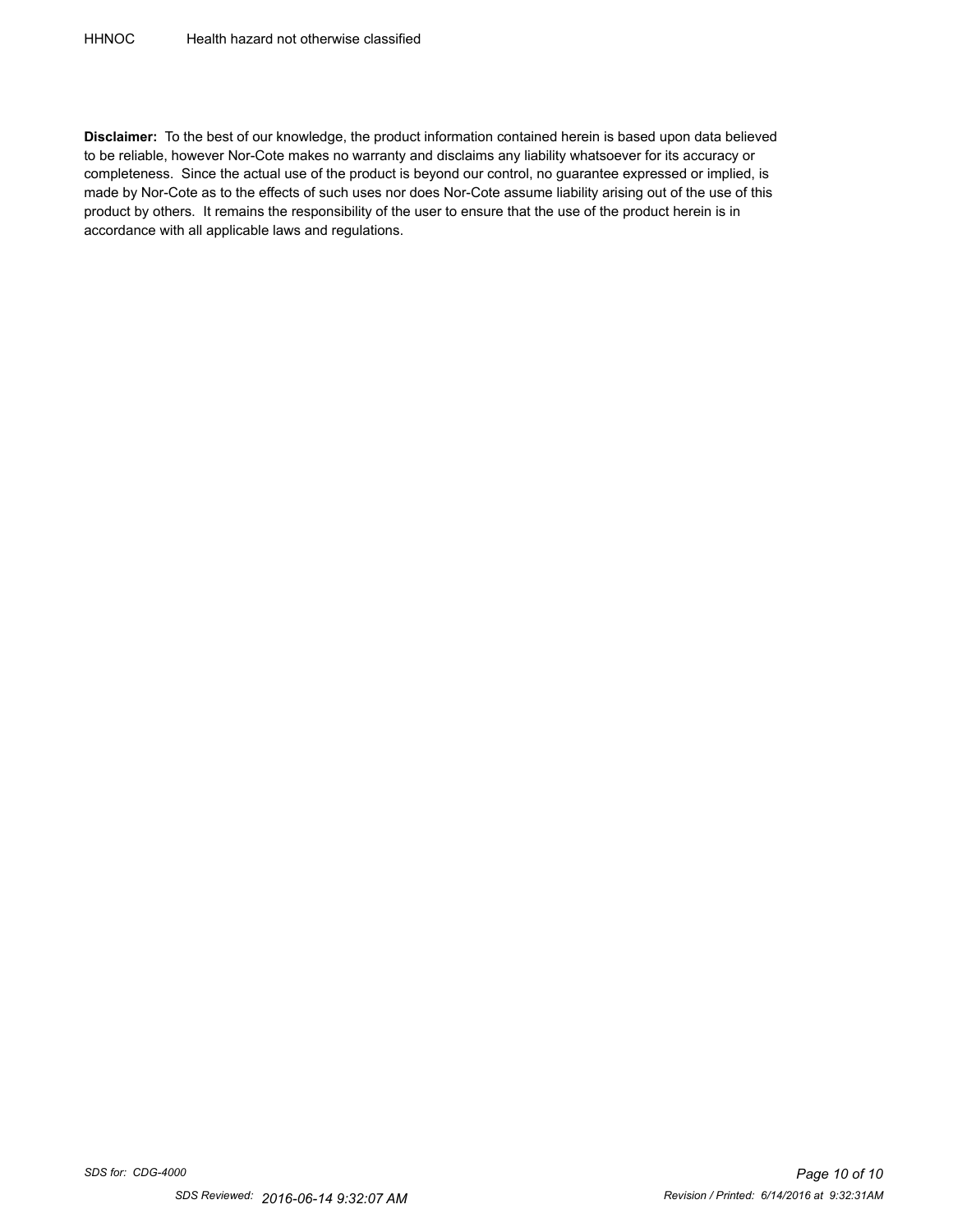HHNOC Health hazard not otherwise classified

**Disclaimer:** To the best of our knowledge, the product information contained herein is based upon data believed to be reliable, however Nor-Cote makes no warranty and disclaims any liability whatsoever for its accuracy or completeness. Since the actual use of the product is beyond our control, no guarantee expressed or implied, is made by Nor-Cote as to the effects of such uses nor does Nor-Cote assume liability arising out of the use of this product by others. It remains the responsibility of the user to ensure that the use of the product herein is in accordance with all applicable laws and regulations.